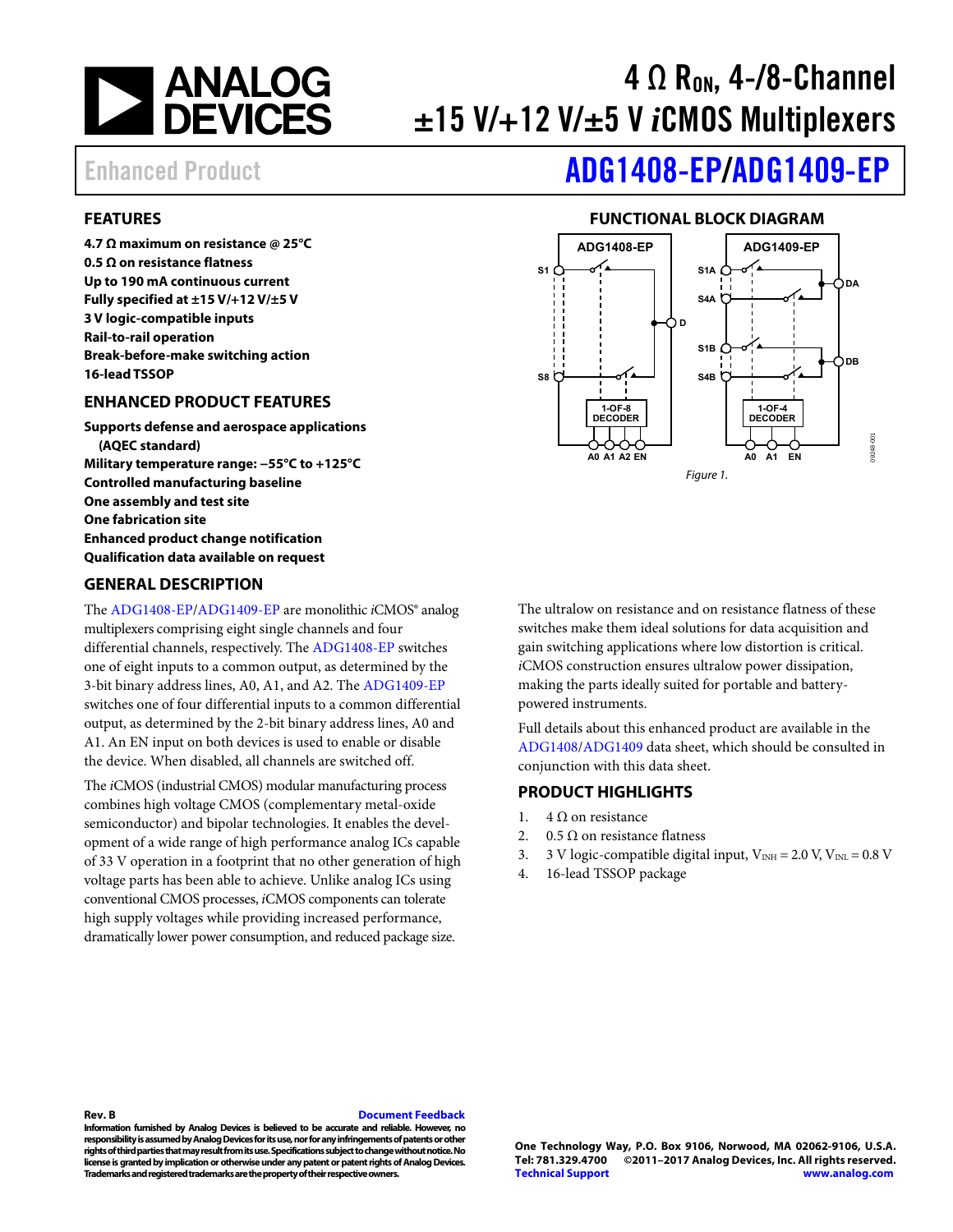# 4 Ω $R_{ON}$, 4-/8-Channel ±15 V/+12 V/±5 V *i*CMOS Multiplexers

Enhanced Product

# ADG1408-EP/ADG1409-EP

## FEATURES

**4.7 Ω maximum on resistance @ 25°C**
**0.5 Ω on resistance flatness**
**Up to 190 mA continuous current**
**Fully specified at ±15 V/+12 V/±5 V**
**3 V logic-compatible inputs**
**Rail-to-rail operation**
**Break-before-make switching action**
**16-lead TSSOP**

## ENHANCED PRODUCT FEATURES

**Supports defense and aerospace applications (AQEC standard)**
**Military temperature range: −55°C to +125°C**
**Controlled manufacturing baseline**
**One assembly and test site**
**One fabrication site**
**Enhanced product change notification**
**Qualification data available on request**

## FUNCTIONAL BLOCK DIAGRAM

Figure 1.

## GENERAL DESCRIPTION

The ADG1408-EP/ADG1409-EP are monolithic *i*CMOS® analog multiplexers comprising eight single channels and four differential channels, respectively. The ADG1408-EP switches one of eight inputs to a common output, as determined by the 3-bit binary address lines, A0, A1, and A2. The ADG1409-EP switches one of four differential inputs to a common differential output, as determined by the 2-bit binary address lines, A0 and A1. An EN input on both devices is used to enable or disable the device. When disabled, all channels are switched off.

The *i*CMOS (industrial CMOS) modular manufacturing process combines high voltage CMOS (complementary metal-oxide semiconductor) and bipolar technologies. It enables the development of a wide range of high performance analog ICs capable of 33 V operation in a footprint that no other generation of high voltage parts has been able to achieve. Unlike analog ICs using conventional CMOS processes, *i*CMOS components can tolerate high supply voltages while providing increased performance, dramatically lower power consumption, and reduced package size.

The ultralow on resistance and on resistance flatness of these switches make them ideal solutions for data acquisition and gain switching applications where low distortion is critical. *i*CMOS construction ensures ultralow power dissipation, making the parts ideally suited for portable and battery-powered instruments.

Full details about this enhanced product are available in the ADG1408/ADG1409 data sheet, which should be consulted in conjunction with this data sheet.

## PRODUCT HIGHLIGHTS

1. 4 Ω on resistance
2. 0.5 Ω on resistance flatness
3. 3 V logic-compatible digital input, $V_{INH}$ = 2.0 V, $V_{INL}$ = 0.8 V
4. 16-lead TSSOP package

**Rev. B** Document Feedback

**Information furnished by Analog Devices is believed to be accurate and reliable. However, no responsibility is assumed by Analog Devices for its use, nor for any infringements of patents or other rights of third parties that may result from its use. Specifications subject to change without notice. No license is granted by implication or otherwise under any patent or patent rights of Analog Devices. Trademarks and registered trademarks are the property of their respective owners.**

**One Technology Way, P.O. Box 9106, Norwood, MA 02062-9106, U.S.A.**
**Tel: 781.329.4700 ©2011–2017 Analog Devices, Inc. All rights reserved.**
**Technical Support www.analog.com**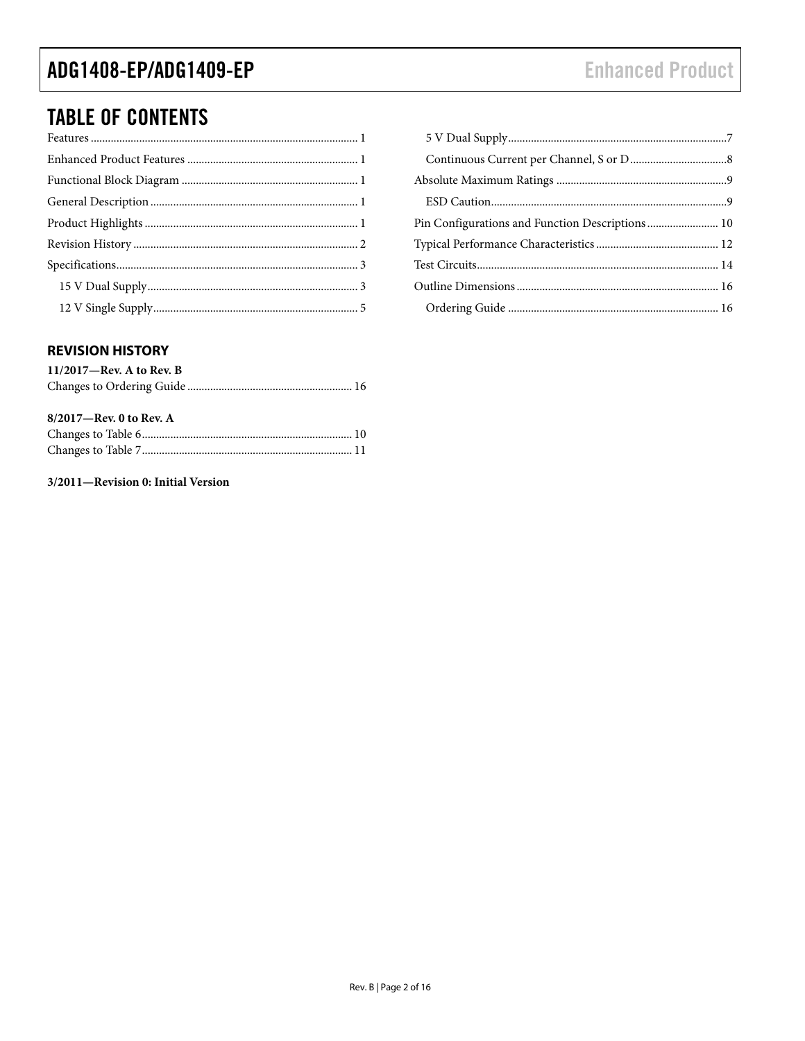## TABLE OF CONTENTS

Features ............................................................ 1
Enhanced Product Features ........................................... 1
Functional Block Diagram ............................................ 1
General Description ................................................. 1
Product Highlights .................................................. 1
Revision History .................................................... 2
Specifications ...................................................... 3
- 15 V Dual Supply .................................................. 3
- 12 V Single Supply ................................................ 5
- 5 V Dual Supply ................................................... 7
- Continuous Current per Channel, S or D ............................ 8

Absolute Maximum Ratings ............................................ 9
- ESD Caution ....................................................... 9

Pin Configurations and Function Descriptions ........................ 10
Typical Performance Characteristics ................................. 12
Test Circuits ....................................................... 14
Outline Dimensions .................................................. 16
- Ordering Guide .................................................... 16

### REVISION HISTORY

**11/2017—Rev. A to Rev. B**

Changes to Ordering Guide ........................................... 16

**8/2017—Rev. 0 to Rev. A**

Changes to Table 6 .................................................. 10
Changes to Table 7 .................................................. 11

**3/2011—Revision 0: Initial Version**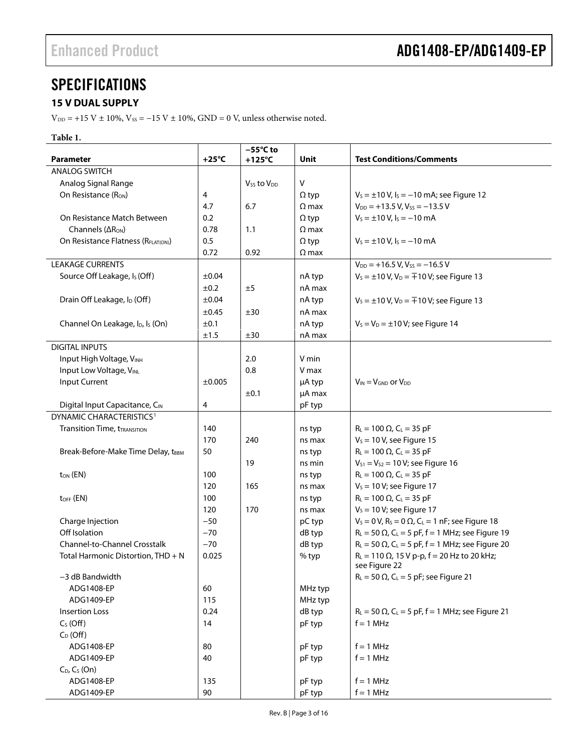# SPECIFICATIONS

## 15 V DUAL SUPPLY

$V_{DD}$ = +15 V ± 10%, $V_{SS}$ = −15 V ± 10%, GND = 0 V, unless otherwise noted.

**Table 1.**

| Parameter | +25°C | −55°C to +125°C | Unit | Test Conditions/Comments |
|---|---|---|---|---|
| ANALOG SWITCH | | | | |
| Analog Signal Range | | $V_{SS}$ to $V_{DD}$ | V | |
| On Resistance ($R_{ON}$) | 4 | | Ω typ | $V_S$ = ±10 V, $I_S$ = −10 mA; see Figure 12 |
| | 4.7 | 6.7 | Ω max | $V_{DD}$ = +13.5 V, $V_{SS}$ = −13.5 V |
| On Resistance Match Between Channels ($\Delta R_{ON}$) | 0.2 | | Ω typ | $V_S$ = ±10 V, $I_S$ = −10 mA |
| | 0.78 | 1.1 | Ω max | |
| On Resistance Flatness ($R_{FLAT(ON)}$) | 0.5 | | Ω typ | $V_S$ = ±10 V, $I_S$ = −10 mA |
| | 0.72 | 0.92 | Ω max | |
| LEAKAGE CURRENTS | | | | $V_{DD}$ = +16.5 V, $V_{SS}$ = −16.5 V |
| Source Off Leakage, $I_S$ (Off) | ±0.04 | | nA typ | $V_S$ = ±10 V, $V_D$ = ∓10 V; see Figure 13 |
| | ±0.2 | ±5 | nA max | |
| Drain Off Leakage, $I_D$ (Off) | ±0.04 | | nA typ | $V_S$ = ±10 V, $V_D$ = ∓10 V; see Figure 13 |
| | ±0.45 | ±30 | nA max | |
| Channel On Leakage, $I_D$, $I_S$ (On) | ±0.1 | | nA typ | $V_S$ = $V_D$ = ±10 V; see Figure 14 |
| | ±1.5 | ±30 | nA max | |
| DIGITAL INPUTS | | | | |
| Input High Voltage, $V_{INH}$ | | 2.0 | V min | |
| Input Low Voltage, $V_{INL}$ | | 0.8 | V max | |
| Input Current | ±0.005 | | μA typ | $V_{IN}$ = $V_{GND}$ or $V_{DD}$ |
| | | ±0.1 | μA max | |
| Digital Input Capacitance, $C_{IN}$ | 4 | | pF typ | |
| DYNAMIC CHARACTERISTICS[1] | | | | |
| Transition Time, $t_{TRANSITION}$ | 140 | | ns typ | $R_L$ = 100 Ω, $C_L$ = 35 pF |
| | 170 | 240 | ns max | $V_S$ = 10 V, see Figure 15 |
| Break-Before-Make Time Delay, $t_{BBM}$ | 50 | | ns typ | $R_L$ = 100 Ω, $C_L$ = 35 pF |
| | | 19 | ns min | $V_{S1}$ = $V_{S2}$ = 10 V; see Figure 16 |
| $t_{ON}$ (EN) | 100 | | ns typ | $R_L$ = 100 Ω, $C_L$ = 35 pF |
| | 120 | 165 | ns max | $V_S$ = 10 V; see Figure 17 |
| $t_{OFF}$ (EN) | 100 | | ns typ | $R_L$ = 100 Ω, $C_L$ = 35 pF |
| | 120 | 170 | ns max | $V_S$ = 10 V; see Figure 17 |
| Charge Injection | −50 | | pC typ | $V_S$ = 0 V, $R_S$ = 0 Ω, $C_L$ = 1 nF; see Figure 18 |
| Off Isolation | −70 | | dB typ | $R_L$ = 50 Ω, $C_L$ = 5 pF, f = 1 MHz; see Figure 19 |
| Channel-to-Channel Crosstalk | −70 | | dB typ | $R_L$ = 50 Ω, $C_L$ = 5 pF, f = 1 MHz; see Figure 20 |
| Total Harmonic Distortion, THD + N | 0.025 | | % typ | $R_L$ = 110 Ω, 15 V p-p, f = 20 Hz to 20 kHz; see Figure 22 |
| −3 dB Bandwidth | | | | $R_L$ = 50 Ω, $C_L$ = 5 pF; see Figure 21 |
| ADG1408-EP | 60 | | MHz typ | |
| ADG1409-EP | 115 | | MHz typ | |
| Insertion Loss | 0.24 | | dB typ | $R_L$ = 50 Ω, $C_L$ = 5 pF, f = 1 MHz; see Figure 21 |
| $C_S$ (Off) | 14 | | pF typ | f = 1 MHz |
| $C_D$ (Off) | | | | |
| ADG1408-EP | 80 | | pF typ | f = 1 MHz |
| ADG1409-EP | 40 | | pF typ | f = 1 MHz |
| $C_D$, $C_S$ (On) | | | | |
| ADG1408-EP | 135 | | pF typ | f = 1 MHz |
| ADG1409-EP | 90 | | pF typ | f = 1 MHz |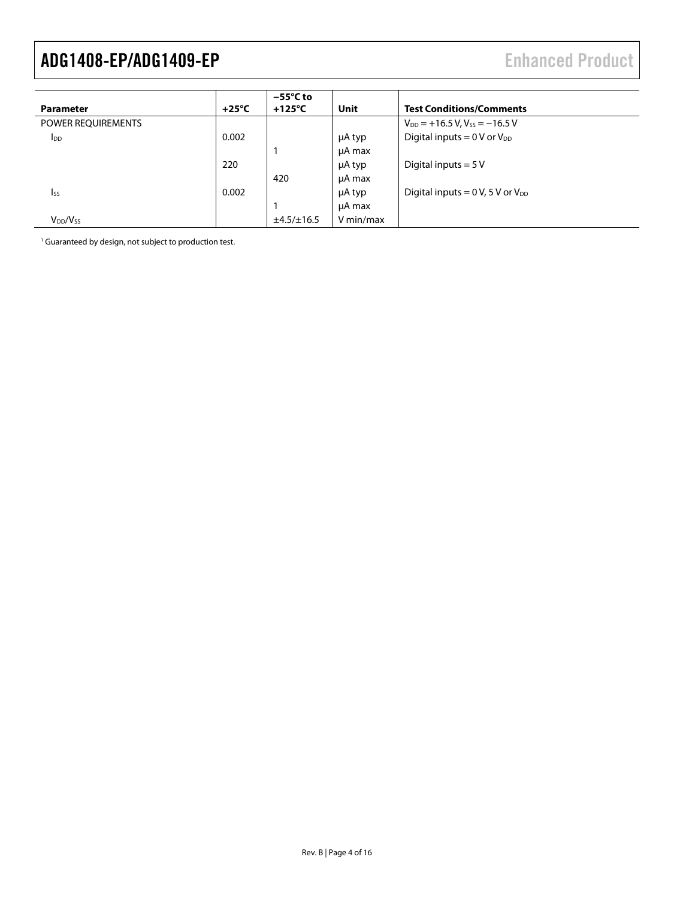| Parameter | +25°C | −55°C to +125°C | Unit | Test Conditions/Comments |
|---|---|---|---|---|
| POWER REQUIREMENTS | | | | $V_{DD}$ = +16.5 V, $V_{SS}$ = −16.5 V |
| $I_{DD}$ | 0.002 | | μA typ | Digital inputs = 0 V or $V_{DD}$ |
| | | 1 | μA max | |
| | 220 | | μA typ | Digital inputs = 5 V |
| | | 420 | μA max | |
| $I_{SS}$ | 0.002 | | μA typ | Digital inputs = 0 V, 5 V or $V_{DD}$ |
| | | 1 | μA max | |
| $V_{DD}/V_{SS}$ | | ±4.5/±16.5 | V min/max | |

[1] Guaranteed by design, not subject to production test.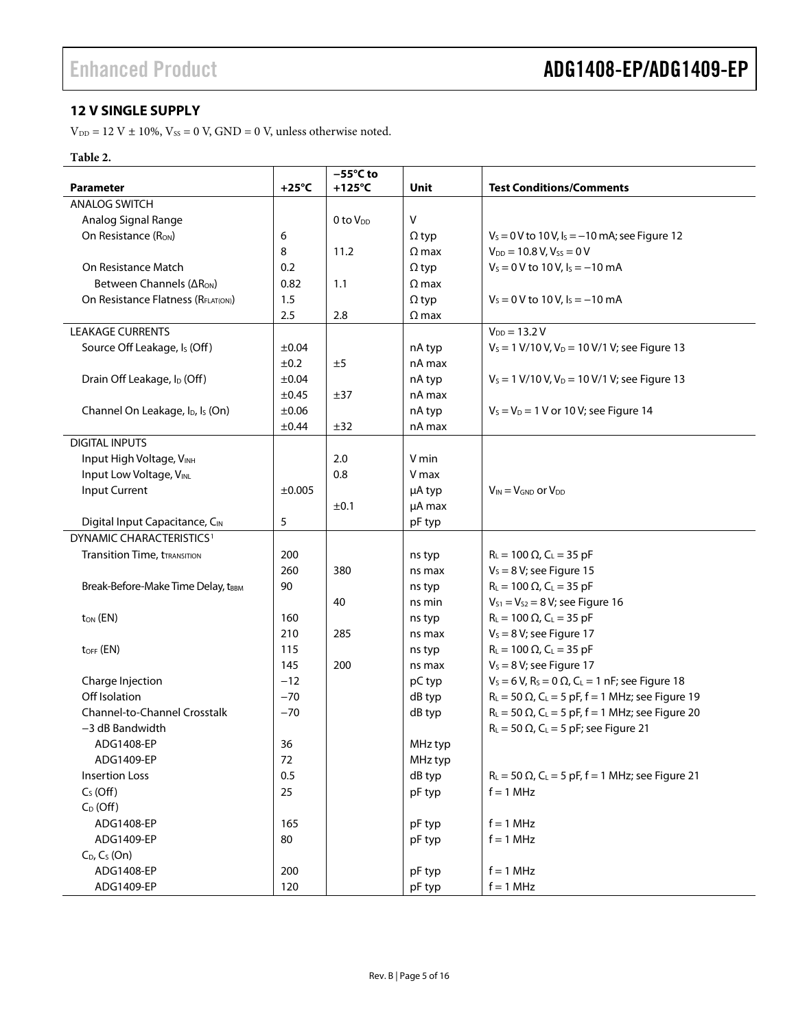## 12 V SINGLE SUPPLY

$V_{DD}$ = 12 V ± 10%, $V_{SS}$ = 0 V, GND = 0 V, unless otherwise noted.

**Table 2.**

| Parameter | +25°C | −55°C to +125°C | Unit | Test Conditions/Comments |
|---|---|---|---|---|
| ANALOG SWITCH | | | | |
| Analog Signal Range | | 0 to $V_{DD}$ | V | |
| On Resistance ($R_{ON}$) | 6 | | Ω typ | $V_S$ = 0 V to 10 V, $I_S$ = −10 mA; see Figure 12 |
| | 8 | 11.2 | Ω max | $V_{DD}$ = 10.8 V, $V_{SS}$ = 0 V |
| On Resistance Match | 0.2 | | Ω typ | $V_S$ = 0 V to 10 V, $I_S$ = −10 mA |
| Between Channels ($\Delta R_{ON}$) | 0.82 | 1.1 | Ω max | |
| On Resistance Flatness ($R_{FLAT(ON)}$) | 1.5 | | Ω typ | $V_S$ = 0 V to 10 V, $I_S$ = −10 mA |
| | 2.5 | 2.8 | Ω max | |
| LEAKAGE CURRENTS | | | | $V_{DD}$ = 13.2 V |
| Source Off Leakage, $I_S$ (Off) | ±0.04 | | nA typ | $V_S$ = 1 V/10 V, $V_D$ = 10 V/1 V; see Figure 13 |
| | ±0.2 | ±5 | nA max | |
| Drain Off Leakage, $I_D$ (Off) | ±0.04 | | nA typ | $V_S$ = 1 V/10 V, $V_D$ = 10 V/1 V; see Figure 13 |
| | ±0.45 | ±37 | nA max | |
| Channel On Leakage, $I_D$, $I_S$ (On) | ±0.06 | | nA typ | $V_S$ = $V_D$ = 1 V or 10 V; see Figure 14 |
| | ±0.44 | ±32 | nA max | |
| DIGITAL INPUTS | | | | |
| Input High Voltage, $V_{INH}$ | | 2.0 | V min | |
| Input Low Voltage, $V_{INL}$ | | 0.8 | V max | |
| Input Current | ±0.005 | | μA typ | $V_{IN}$ = $V_{GND}$ or $V_{DD}$ |
| | | ±0.1 | μA max | |
| Digital Input Capacitance, $C_{IN}$ | 5 | | pF typ | |
| DYNAMIC CHARACTERISTICS[1] | | | | |
| Transition Time, $t_{TRANSITION}$ | 200 | | ns typ | $R_L$ = 100 Ω, $C_L$ = 35 pF |
| | 260 | 380 | ns max | $V_S$ = 8 V; see Figure 15 |
| Break-Before-Make Time Delay, $t_{BBM}$ | 90 | | ns typ | $R_L$ = 100 Ω, $C_L$ = 35 pF |
| | | 40 | ns min | $V_{S1}$ = $V_{S2}$ = 8 V; see Figure 16 |
| $t_{ON}$ (EN) | 160 | | ns typ | $R_L$ = 100 Ω, $C_L$ = 35 pF |
| | 210 | 285 | ns max | $V_S$ = 8 V; see Figure 17 |
| $t_{OFF}$ (EN) | 115 | | ns typ | $R_L$ = 100 Ω, $C_L$ = 35 pF |
| | 145 | 200 | ns max | $V_S$ = 8 V; see Figure 17 |
| Charge Injection | −12 | | pC typ | $V_S$ = 6 V, $R_S$ = 0 Ω, $C_L$ = 1 nF; see Figure 18 |
| Off Isolation | −70 | | dB typ | $R_L$ = 50 Ω, $C_L$ = 5 pF, f = 1 MHz; see Figure 19 |
| Channel-to-Channel Crosstalk | −70 | | dB typ | $R_L$ = 50 Ω, $C_L$ = 5 pF, f = 1 MHz; see Figure 20 |
| −3 dB Bandwidth | | | | $R_L$ = 50 Ω, $C_L$ = 5 pF; see Figure 21 |
| ADG1408-EP | 36 | | MHz typ | |
| ADG1409-EP | 72 | | MHz typ | |
| Insertion Loss | 0.5 | | dB typ | $R_L$ = 50 Ω, $C_L$ = 5 pF, f = 1 MHz; see Figure 21 |
| $C_S$ (Off) | 25 | | pF typ | f = 1 MHz |
| $C_D$ (Off) | | | | |
| ADG1408-EP | 165 | | pF typ | f = 1 MHz |
| ADG1409-EP | 80 | | pF typ | f = 1 MHz |
| $C_D$, $C_S$ (On) | | | | |
| ADG1408-EP | 200 | | pF typ | f = 1 MHz |
| ADG1409-EP | 120 | | pF typ | f = 1 MHz |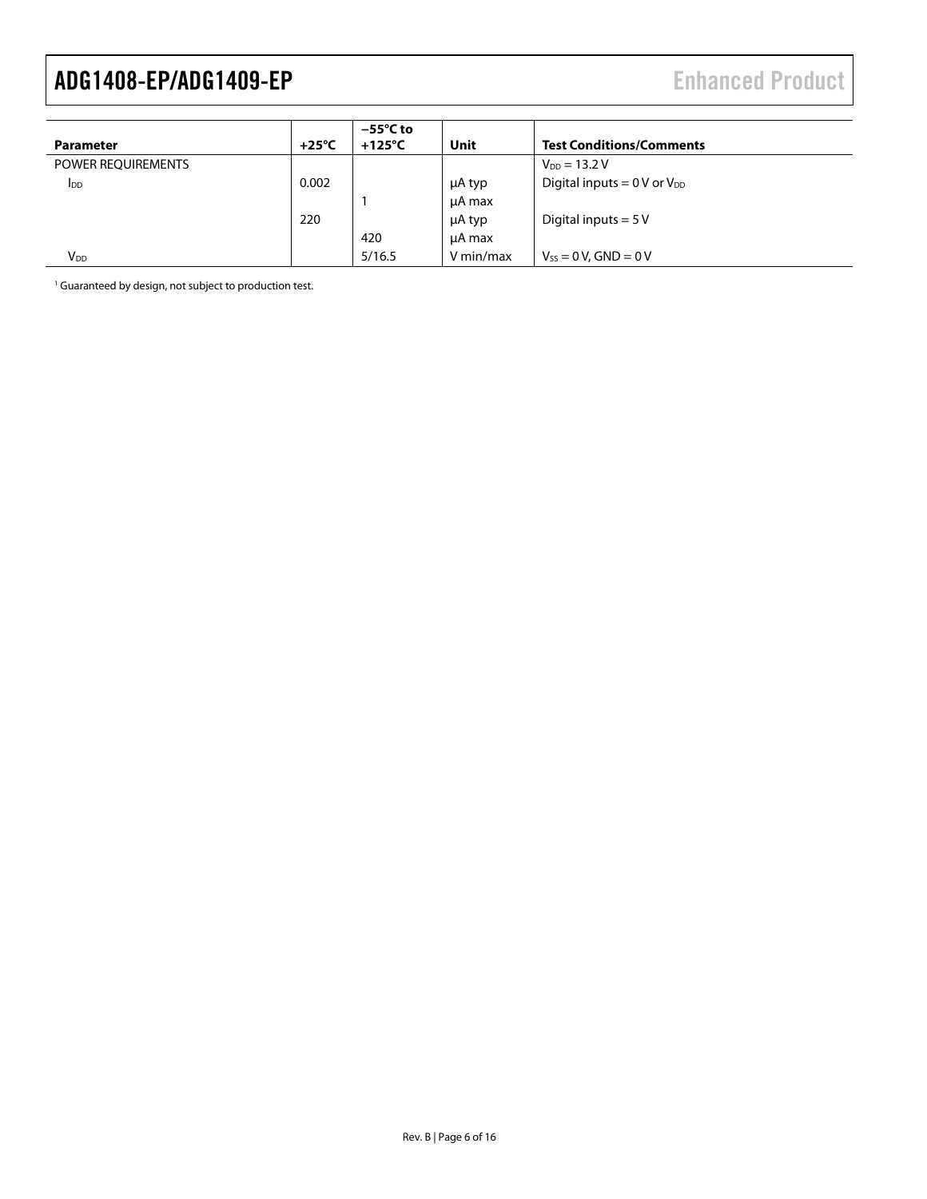| Parameter | +25°C | −55°C to +125°C | Unit | Test Conditions/Comments |
|---|---|---|---|---|
| POWER REQUIREMENTS | | | | $V_{DD}$ = 13.2 V |
| $I_{DD}$ | 0.002 | | μA typ | Digital inputs = 0 V or $V_{DD}$ |
| | | 1 | μA max | |
| | 220 | | μA typ | Digital inputs = 5 V |
| | | 420 | μA max | |
| $V_{DD}$ | | 5/16.5 | V min/max | $V_{SS}$ = 0 V, GND = 0 V |

[1] Guaranteed by design, not subject to production test.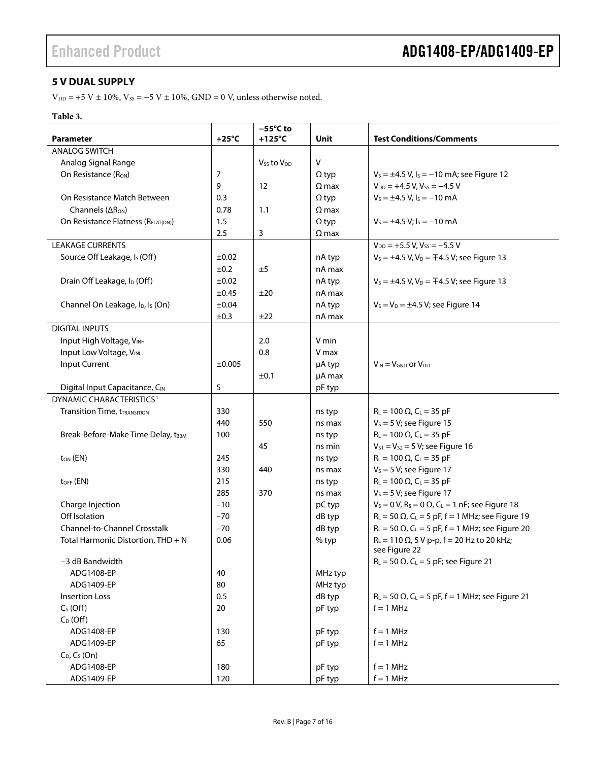### 5 V DUAL SUPPLY

$V_{DD}$ = +5 V ± 10%, $V_{SS}$ = −5 V ± 10%, GND = 0 V, unless otherwise noted.

**Table 3.**

| Parameter | +25°C | −55°C to +125°C | Unit | Test Conditions/Comments |
|---|---|---|---|---|
| ANALOG SWITCH | | | | |
| Analog Signal Range | | $V_{SS}$ to $V_{DD}$ | V | |
| On Resistance ($R_{ON}$) | 7 | | Ω typ | $V_S$ = ±4.5 V, $I_S$ = −10 mA; see Figure 12 |
| | 9 | 12 | Ω max | $V_{DD}$ = +4.5 V, $V_{SS}$ = −4.5 V |
| On Resistance Match Between Channels ($\Delta R_{ON}$) | 0.3 | | Ω typ | $V_S$ = ±4.5 V, $I_S$ = −10 mA |
| | 0.78 | 1.1 | Ω max | |
| On Resistance Flatness ($R_{FLAT(ON)}$) | 1.5 | | Ω typ | $V_S$ = ±4.5 V; $I_S$ = −10 mA |
| | 2.5 | 3 | Ω max | |
| LEAKAGE CURRENTS | | | | $V_{DD}$ = +5.5 V, $V_{SS}$ = −5.5 V |
| Source Off Leakage, $I_S$ (Off) | ±0.02 | | nA typ | $V_S$ = ±4.5 V, $V_D$ = ∓4.5 V; see Figure 13 |
| | ±0.2 | ±5 | nA max | |
| Drain Off Leakage, $I_D$ (Off) | ±0.02 | | nA typ | $V_S$ = ±4.5 V, $V_D$ = ∓4.5 V; see Figure 13 |
| | ±0.45 | ±20 | nA max | |
| Channel On Leakage, $I_D$, $I_S$ (On) | ±0.04 | | nA typ | $V_S$ = $V_D$ = ±4.5 V; see Figure 14 |
| | ±0.3 | ±22 | nA max | |
| DIGITAL INPUTS | | | | |
| Input High Voltage, $V_{INH}$ | | 2.0 | V min | |
| Input Low Voltage, $V_{INL}$ | | 0.8 | V max | |
| Input Current | ±0.005 | | μA typ | $V_{IN}$ = $V_{GND}$ or $V_{DD}$ |
| | | ±0.1 | μA max | |
| Digital Input Capacitance, $C_{IN}$ | 5 | | pF typ | |
| DYNAMIC CHARACTERISTICS[1] | | | | |
| Transition Time, $t_{TRANSITION}$ | 330 | | ns typ | $R_L$ = 100 Ω, $C_L$ = 35 pF |
| | 440 | 550 | ns max | $V_S$ = 5 V; see Figure 15 |
| Break-Before-Make Time Delay, $t_{BBM}$ | 100 | | ns typ | $R_L$ = 100 Ω, $C_L$ = 35 pF |
| | | 45 | ns min | $V_{S1}$ = $V_{S2}$ = 5 V; see Figure 16 |
| $t_{ON}$ (EN) | 245 | | ns typ | $R_L$ = 100 Ω, $C_L$ = 35 pF |
| | 330 | 440 | ns max | $V_S$ = 5 V; see Figure 17 |
| $t_{OFF}$ (EN) | 215 | | ns typ | $R_L$ = 100 Ω, $C_L$ = 35 pF |
| | 285 | 370 | ns max | $V_S$ = 5 V; see Figure 17 |
| Charge Injection | −10 | | pC typ | $V_S$ = 0 V, $R_S$ = 0 Ω, $C_L$ = 1 nF; see Figure 18 |
| Off Isolation | −70 | | dB typ | $R_L$ = 50 Ω, $C_L$ = 5 pF, f = 1 MHz; see Figure 19 |
| Channel-to-Channel Crosstalk | −70 | | dB typ | $R_L$ = 50 Ω, $C_L$ = 5 pF, f = 1 MHz; see Figure 20 |
| Total Harmonic Distortion, THD + N | 0.06 | | % typ | $R_L$ = 110 Ω, 5 V p-p, f = 20 Hz to 20 kHz; see Figure 22 |
| −3 dB Bandwidth | | | | $R_L$ = 50 Ω, $C_L$ = 5 pF; see Figure 21 |
| ADG1408-EP | 40 | | MHz typ | |
| ADG1409-EP | 80 | | MHz typ | |
| Insertion Loss | 0.5 | | dB typ | $R_L$ = 50 Ω, $C_L$ = 5 pF, f = 1 MHz; see Figure 21 |
| $C_S$ (Off) | 20 | | pF typ | f = 1 MHz |
| $C_D$ (Off) | | | | |
| ADG1408-EP | 130 | | pF typ | f = 1 MHz |
| ADG1409-EP | 65 | | pF typ | f = 1 MHz |
| $C_D$, $C_S$ (On) | | | | |
| ADG1408-EP | 180 | | pF typ | f = 1 MHz |
| ADG1409-EP | 120 | | pF typ | f = 1 MHz |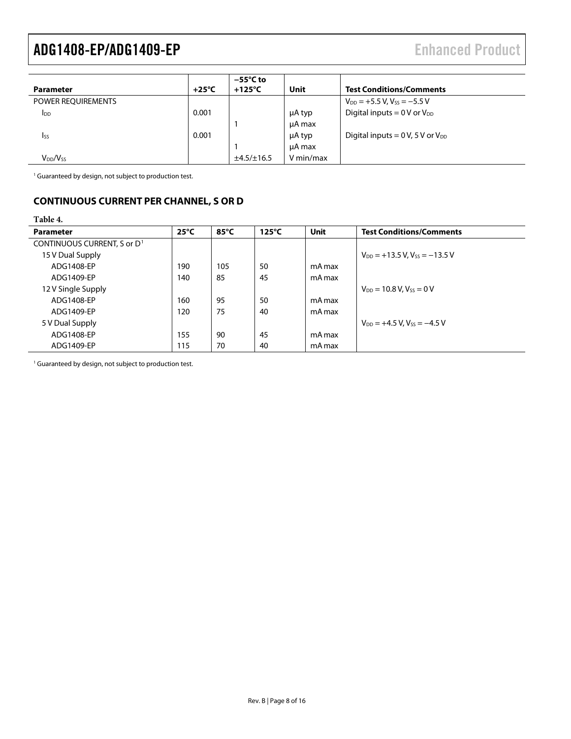| Parameter | +25°C | −55°C to +125°C | Unit | Test Conditions/Comments |
|---|---|---|---|---|
| POWER REQUIREMENTS | | | | $V_{DD}$ = +5.5 V, $V_{SS}$ = −5.5 V |
| $I_{DD}$ | 0.001 | | μA typ | Digital inputs = 0 V or $V_{DD}$ |
| | | 1 | μA max | |
| $I_{SS}$ | 0.001 | | μA typ | Digital inputs = 0 V, 5 V or $V_{DD}$ |
| | | 1 | μA max | |
| $V_{DD}/V_{SS}$ | | ±4.5/±16.5 | V min/max | |

[1] Guaranteed by design, not subject to production test.

## CONTINUOUS CURRENT PER CHANNEL, S OR D

Table 4.

| Parameter | 25°C | 85°C | 125°C | Unit | Test Conditions/Comments |
|---|---|---|---|---|---|
| CONTINUOUS CURRENT, S or D[1] | | | | | |
| 15 V Dual Supply | | | | | $V_{DD}$ = +13.5 V, $V_{SS}$ = −13.5 V |
| ADG1408-EP | 190 | 105 | 50 | mA max | |
| ADG1409-EP | 140 | 85 | 45 | mA max | |
| 12 V Single Supply | | | | | $V_{DD}$ = 10.8 V, $V_{SS}$ = 0 V |
| ADG1408-EP | 160 | 95 | 50 | mA max | |
| ADG1409-EP | 120 | 75 | 40 | mA max | |
| 5 V Dual Supply | | | | | $V_{DD}$ = +4.5 V, $V_{SS}$ = −4.5 V |
| ADG1408-EP | 155 | 90 | 45 | mA max | |
| ADG1409-EP | 115 | 70 | 40 | mA max | |

[1] Guaranteed by design, not subject to production test.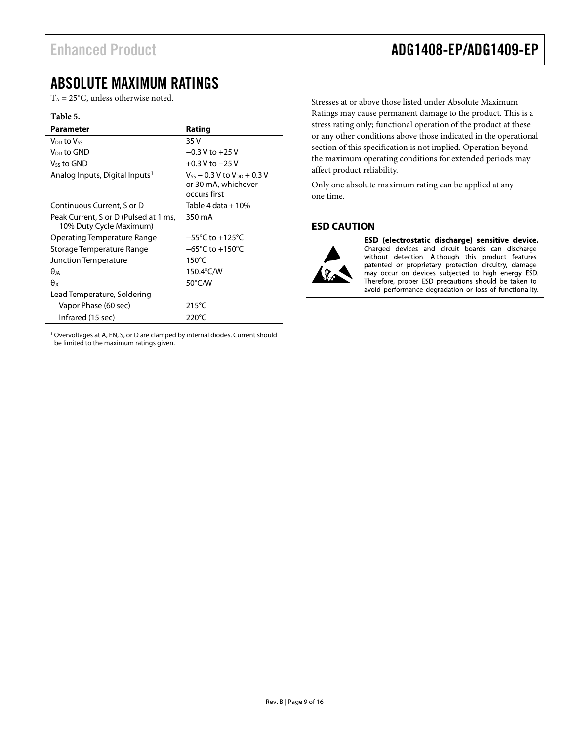## ABSOLUTE MAXIMUM RATINGS

$T_A = 25°C$, unless otherwise noted.

**Table 5.**

| Parameter | Rating |
|---|---|
| $V_{DD}$ to $V_{SS}$ | 35 V |
| $V_{DD}$ to GND | −0.3 V to +25 V |
| $V_{SS}$ to GND | +0.3 V to −25 V |
| Analog Inputs, Digital Inputs[1] | $V_{SS}$ − 0.3 V to $V_{DD}$ + 0.3 V or 30 mA, whichever occurs first |
| Continuous Current, S or D | Table 4 data + 10% |
| Peak Current, S or D (Pulsed at 1 ms, 10% Duty Cycle Maximum) | 350 mA |
| Operating Temperature Range | −55°C to +125°C |
| Storage Temperature Range | −65°C to +150°C |
| Junction Temperature | 150°C |
| $\theta_{JA}$ | 150.4°C/W |
| $\theta_{JC}$ | 50°C/W |
| Lead Temperature, Soldering | |
| Vapor Phase (60 sec) | 215°C |
| Infrared (15 sec) | 220°C |

[1] Overvoltages at A, EN, S, or D are clamped by internal diodes. Current should be limited to the maximum ratings given.

Stresses at or above those listed under Absolute Maximum Ratings may cause permanent damage to the product. This is a stress rating only; functional operation of the product at these or any other conditions above those indicated in the operational section of this specification is not implied. Operation beyond the maximum operating conditions for extended periods may affect product reliability.

Only one absolute maximum rating can be applied at any one time.

### ESD CAUTION

**ESD (electrostatic discharge) sensitive device.** Charged devices and circuit boards can discharge without detection. Although this product features patented or proprietary protection circuitry, damage may occur on devices subjected to high energy ESD. Therefore, proper ESD precautions should be taken to avoid performance degradation or loss of functionality.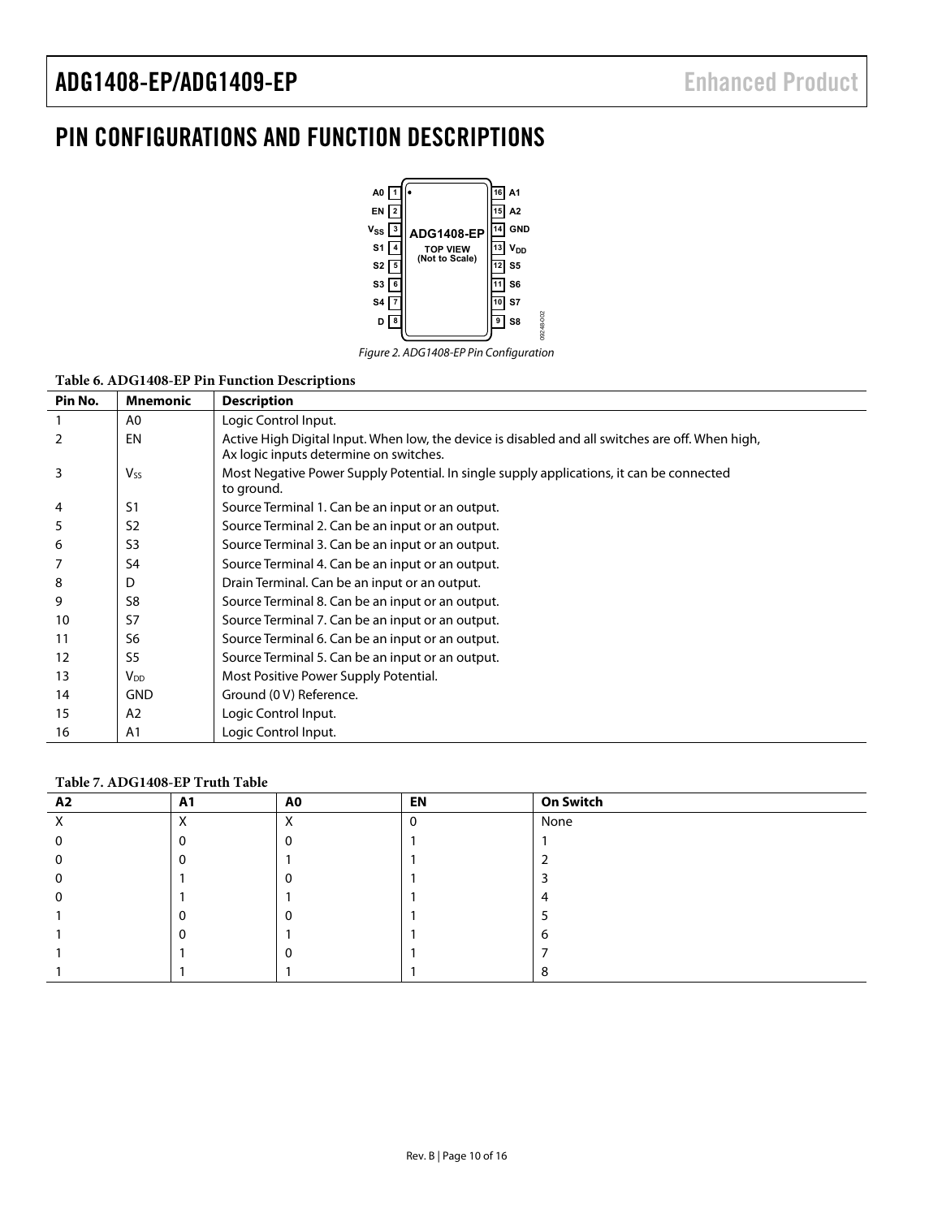# PIN CONFIGURATIONS AND FUNCTION DESCRIPTIONS

Figure 2. ADG1408-EP Pin Configuration

**Table 6. ADG1408-EP Pin Function Descriptions**

| Pin No. | Mnemonic | Description |
|---|---|---|
| 1 | A0 | Logic Control Input. |
| 2 | EN | Active High Digital Input. When low, the device is disabled and all switches are off. When high, Ax logic inputs determine on switches. |
| 3 | $V_{SS}$ | Most Negative Power Supply Potential. In single supply applications, it can be connected to ground. |
| 4 | S1 | Source Terminal 1. Can be an input or an output. |
| 5 | S2 | Source Terminal 2. Can be an input or an output. |
| 6 | S3 | Source Terminal 3. Can be an input or an output. |
| 7 | S4 | Source Terminal 4. Can be an input or an output. |
| 8 | D | Drain Terminal. Can be an input or an output. |
| 9 | S8 | Source Terminal 8. Can be an input or an output. |
| 10 | S7 | Source Terminal 7. Can be an input or an output. |
| 11 | S6 | Source Terminal 6. Can be an input or an output. |
| 12 | S5 | Source Terminal 5. Can be an input or an output. |
| 13 | $V_{DD}$ | Most Positive Power Supply Potential. |
| 14 | GND | Ground (0 V) Reference. |
| 15 | A2 | Logic Control Input. |
| 16 | A1 | Logic Control Input. |

**Table 7. ADG1408-EP Truth Table**

| A2 | A1 | A0 | EN | On Switch |
|---|---|---|---|---|
| X | X | X | 0 | None |
| 0 | 0 | 0 | 1 | 1 |
| 0 | 0 | 1 | 1 | 2 |
| 0 | 1 | 0 | 1 | 3 |
| 0 | 1 | 1 | 1 | 4 |
| 1 | 0 | 0 | 1 | 5 |
| 1 | 0 | 1 | 1 | 6 |
| 1 | 1 | 0 | 1 | 7 |
| 1 | 1 | 1 | 1 | 8 |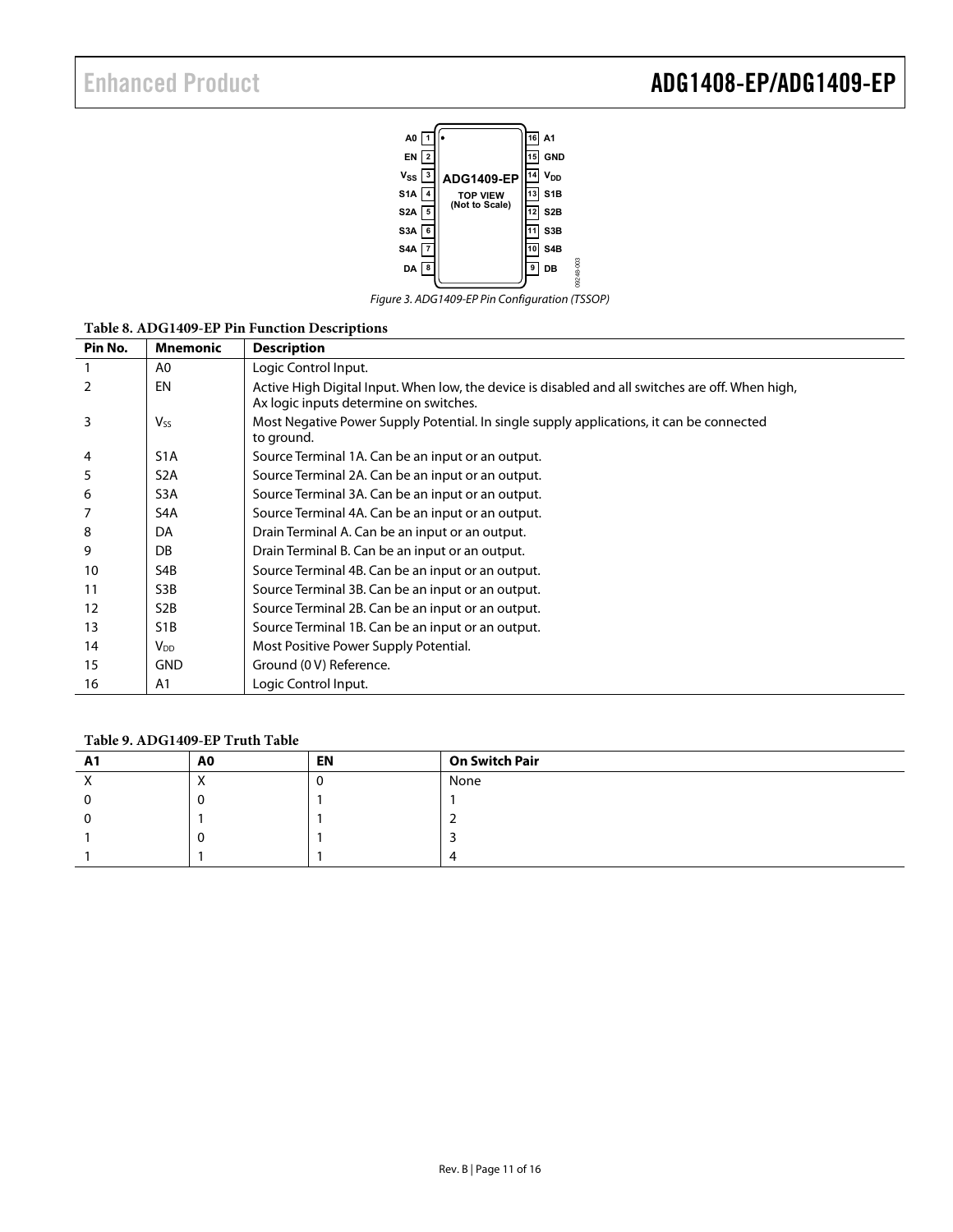Figure 3. ADG1409-EP Pin Configuration (TSSOP)

**Table 8. ADG1409-EP Pin Function Descriptions**

| Pin No. | Mnemonic | Description |
|---|---|---|
| 1 | A0 | Logic Control Input. |
| 2 | EN | Active High Digital Input. When low, the device is disabled and all switches are off. When high, Ax logic inputs determine on switches. |
| 3 | $V_{SS}$ | Most Negative Power Supply Potential. In single supply applications, it can be connected to ground. |
| 4 | S1A | Source Terminal 1A. Can be an input or an output. |
| 5 | S2A | Source Terminal 2A. Can be an input or an output. |
| 6 | S3A | Source Terminal 3A. Can be an input or an output. |
| 7 | S4A | Source Terminal 4A. Can be an input or an output. |
| 8 | DA | Drain Terminal A. Can be an input or an output. |
| 9 | DB | Drain Terminal B. Can be an input or an output. |
| 10 | S4B | Source Terminal 4B. Can be an input or an output. |
| 11 | S3B | Source Terminal 3B. Can be an input or an output. |
| 12 | S2B | Source Terminal 2B. Can be an input or an output. |
| 13 | S1B | Source Terminal 1B. Can be an input or an output. |
| 14 | $V_{DD}$ | Most Positive Power Supply Potential. |
| 15 | GND | Ground (0 V) Reference. |
| 16 | A1 | Logic Control Input. |

**Table 9. ADG1409-EP Truth Table**

| A1 | A0 | EN | On Switch Pair |
|---|---|---|---|
| X | X | 0 | None |
| 0 | 0 | 1 | 1 |
| 0 | 1 | 1 | 2 |
| 1 | 0 | 1 | 3 |
| 1 | 1 | 1 | 4 |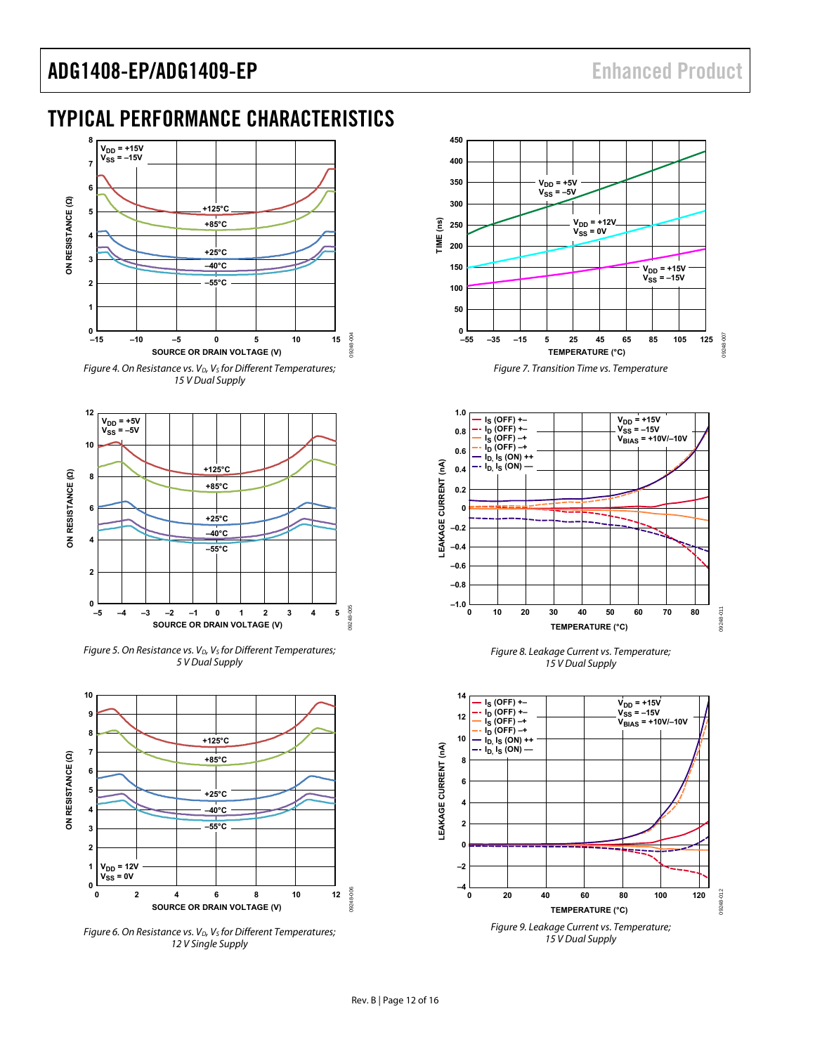# TYPICAL PERFORMANCE CHARACTERISTICS

Figure 4. On Resistance vs. $V_D$, $V_S$ for Different Temperatures; 15 V Dual Supply

Figure 5. On Resistance vs. $V_D$, $V_S$ for Different Temperatures; 5 V Dual Supply

Figure 6. On Resistance vs. $V_D$, $V_S$ for Different Temperatures; 12 V Single Supply

Figure 7. Transition Time vs. Temperature

Figure 8. Leakage Current vs. Temperature; 15 V Dual Supply

Figure 9. Leakage Current vs. Temperature; 15 V Dual Supply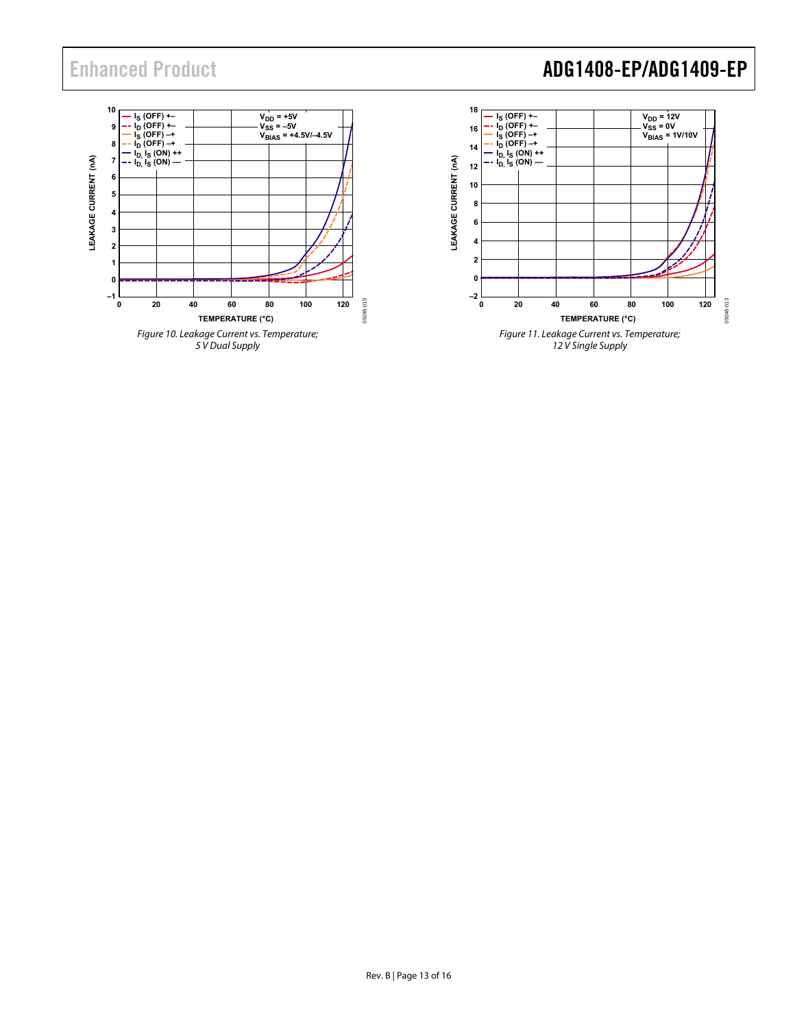Figure 10. Leakage Current vs. Temperature; 5 V Dual Supply

Figure 11. Leakage Current vs. Temperature; 12 V Single Supply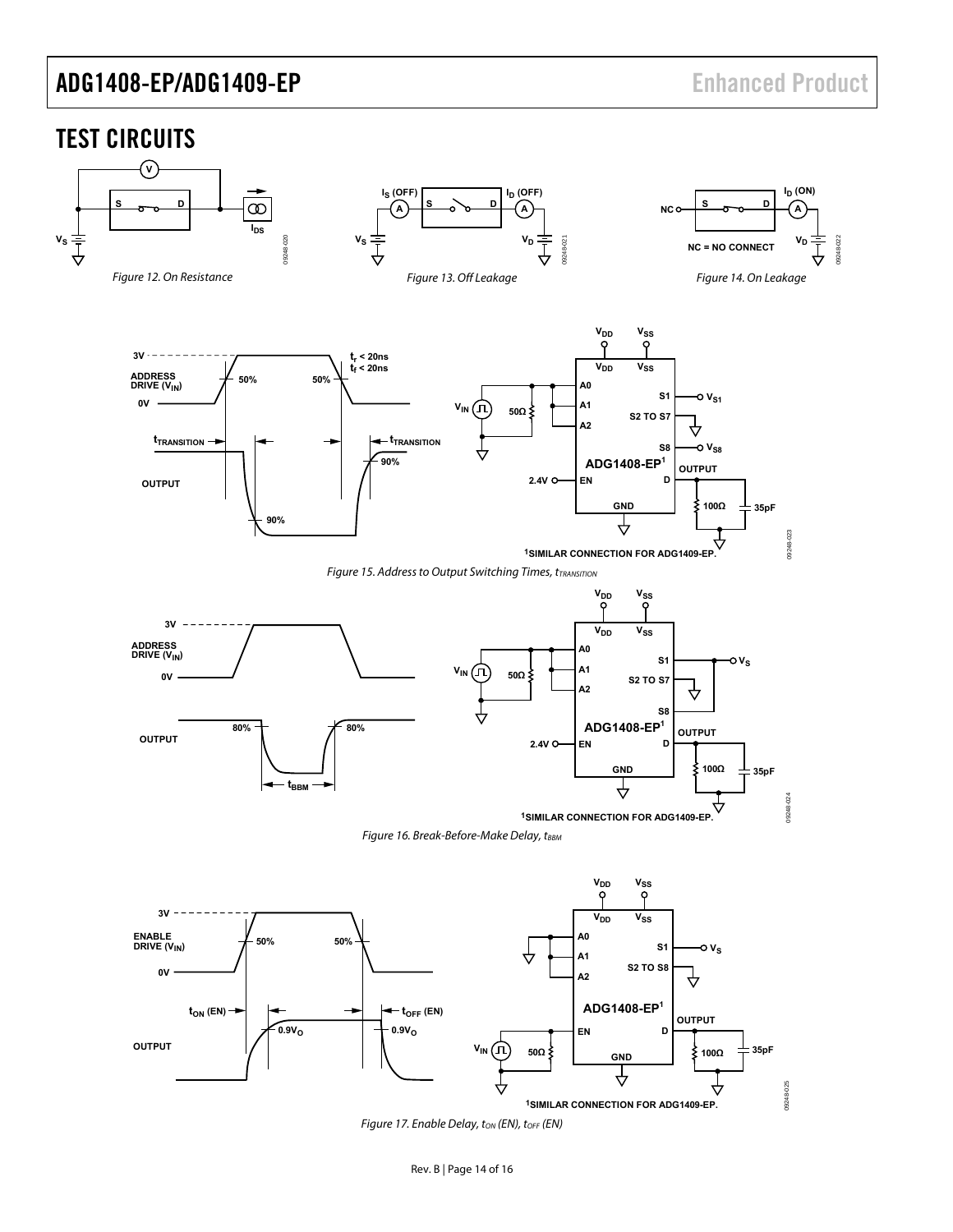# TEST CIRCUITS

Figure 12. On Resistance

Figure 13. Off Leakage

Figure 14. On Leakage

Figure 15. Address to Output Switching Times, $t_{TRANSITION}$

Figure 16. Break-Before-Make Delay, $t_{BBM}$

Figure 17. Enable Delay, $t_{ON}$ (EN), $t_{OFF}$ (EN)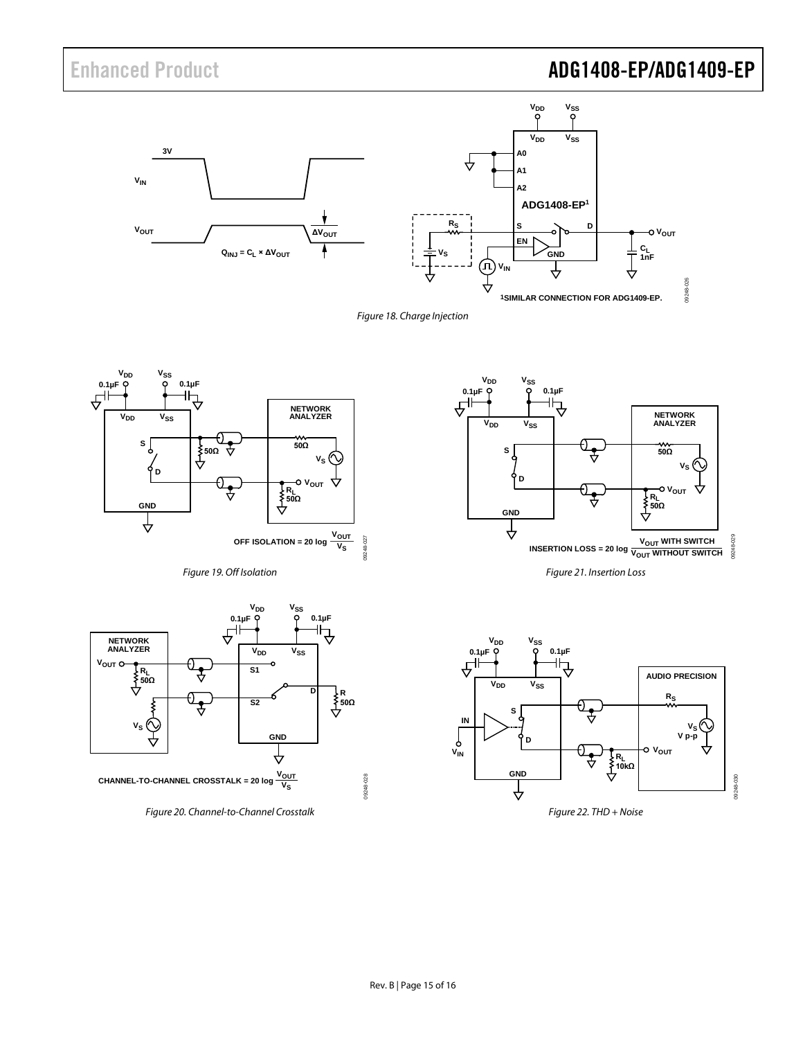Figure 18. Charge Injection

Figure 19. Off Isolation

Figure 20. Channel-to-Channel Crosstalk

Figure 21. Insertion Loss

Figure 22. THD + Noise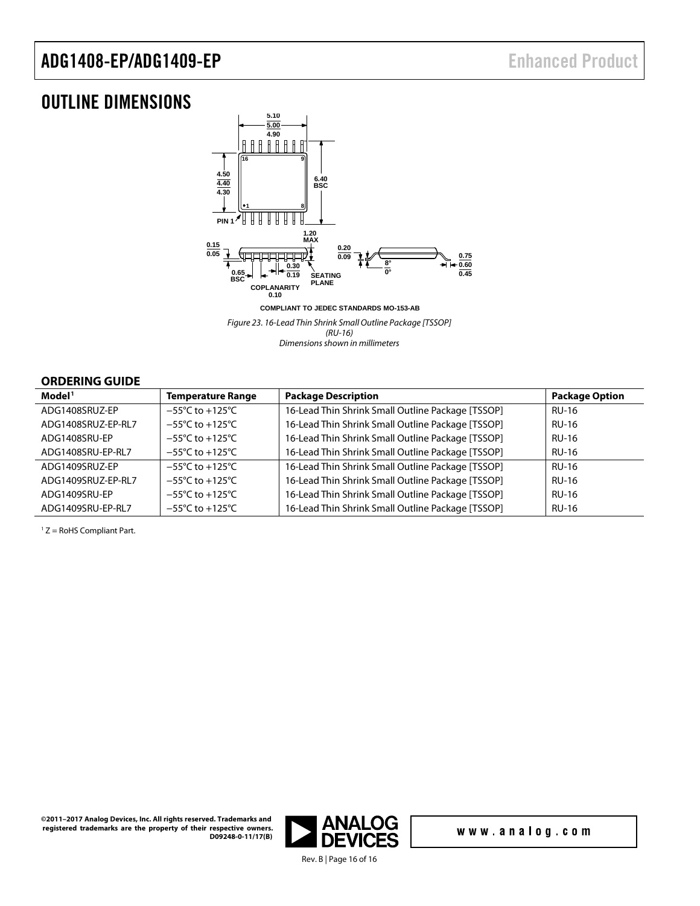# OUTLINE DIMENSIONS

5.10
5.00
4.90

16
9
1
8

4.50
4.40
4.30

6.40
BSC

PIN 1

1.20
MAX

0.15
0.05

0.20
0.09

0.75
0.60
0.45

8°
0°

0.30
0.19

0.65
BSC

SEATING
PLANE

COPLANARITY
0.10

COMPLIANT TO JEDEC STANDARDS MO-153-AB

*Figure 23. 16-Lead Thin Shrink Small Outline Package [TSSOP]
(RU-16)
Dimensions shown in millimeters*

## ORDERING GUIDE

| Model[1] | Temperature Range | Package Description | Package Option |
|---|---|---|---|
| ADG1408SRUZ-EP | −55°C to +125°C | 16-Lead Thin Shrink Small Outline Package [TSSOP] | RU-16 |
| ADG1408SRUZ-EP-RL7 | −55°C to +125°C | 16-Lead Thin Shrink Small Outline Package [TSSOP] | RU-16 |
| ADG1408SRU-EP | −55°C to +125°C | 16-Lead Thin Shrink Small Outline Package [TSSOP] | RU-16 |
| ADG1408SRU-EP-RL7 | −55°C to +125°C | 16-Lead Thin Shrink Small Outline Package [TSSOP] | RU-16 |
| ADG1409SRUZ-EP | −55°C to +125°C | 16-Lead Thin Shrink Small Outline Package [TSSOP] | RU-16 |
| ADG1409SRUZ-EP-RL7 | −55°C to +125°C | 16-Lead Thin Shrink Small Outline Package [TSSOP] | RU-16 |
| ADG1409SRU-EP | −55°C to +125°C | 16-Lead Thin Shrink Small Outline Package [TSSOP] | RU-16 |
| ADG1409SRU-EP-RL7 | −55°C to +125°C | 16-Lead Thin Shrink Small Outline Package [TSSOP] | RU-16 |

[1] Z = RoHS Compliant Part.

©2011–2017 Analog Devices, Inc. All rights reserved. Trademarks and registered trademarks are the property of their respective owners.
D09248-0-11/17(B)

www.analog.com